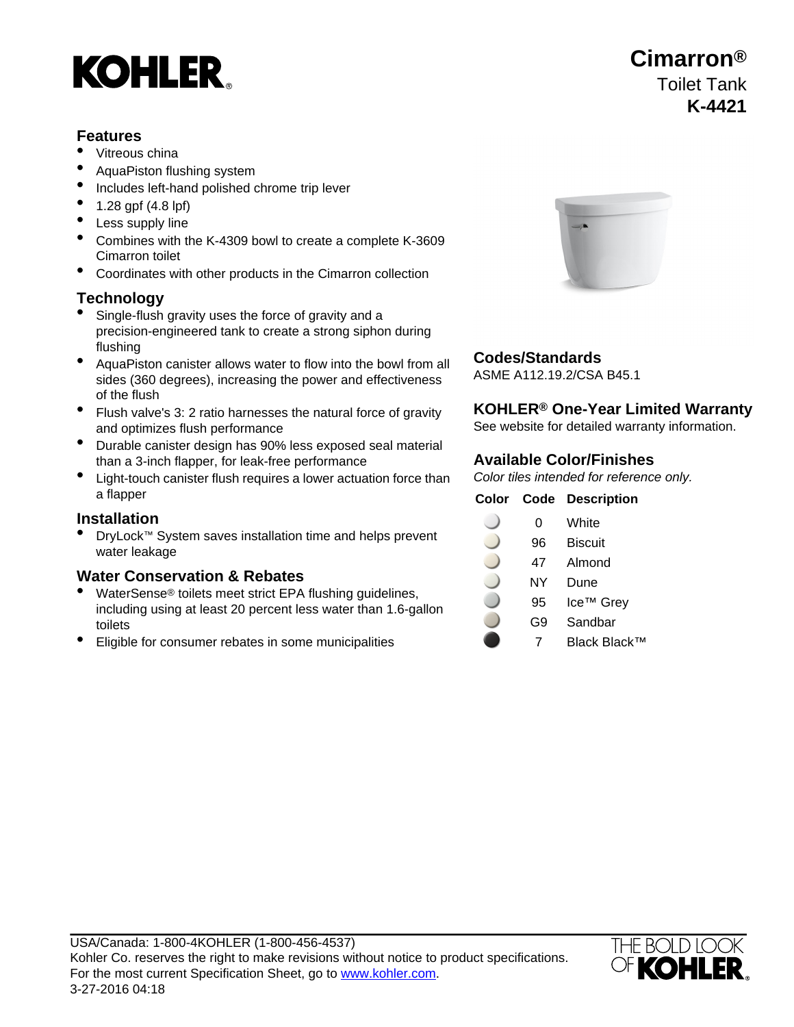# KOHLER

## Cimarron®

Toilet Tank

**K-4421**

## Features

- Vitreous china
- AquaPiston flushing system
- Includes left-hand polished chrome trip lever
- 1.28 gpf (4.8 lpf)
- Less supply line
- Combines with the K-4309 bowl to create a complete K-3609 Cimarron toilet
- Coordinates with other products in the Cimarron collection

## Technology

- Single-flush gravity uses the force of gravity and a precision-engineered tank to create a strong siphon during flushing
- AquaPiston canister allows water to flow into the bowl from all sides (360 degrees), increasing the power and effectiveness of the flush
- Flush valve's 3: 2 ratio harnesses the natural force of gravity and optimizes flush performance
- Durable canister design has 90% less exposed seal material than a 3-inch flapper, for leak-free performance
- Light-touch canister flush requires a lower actuation force than a flapper

## Installation

- DryLock™ System saves installation time and helps prevent water leakage

## Water Conservation & Rebates

- WaterSense® toilets meet strict EPA flushing guidelines, including using at least 20 percent less water than 1.6-gallon toilets
- Eligible for consumer rebates in some municipalities

## Codes/Standards

ASME A112.19.2/CSA B45.1

## KOHLER® One-Year Limited Warranty

See website for detailed warranty information.

## Available Color/Finishes

*Color tiles intended for reference only.*

| Color | Code | Description |
|---|---|---|
| | 0 | White |
| | 96 | Biscuit |
| | 47 | Almond |
| | NY | Dune |
| | 95 | Ice™ Grey |
| | G9 | Sandbar |
| | 7 | Black Black™ |

USA/Canada: 1-800-4KOHLER (1-800-456-4537)
Kohler Co. reserves the right to make revisions without notice to product specifications.
For the most current Specification Sheet, go to www.kohler.com.
3-27-2016 04:18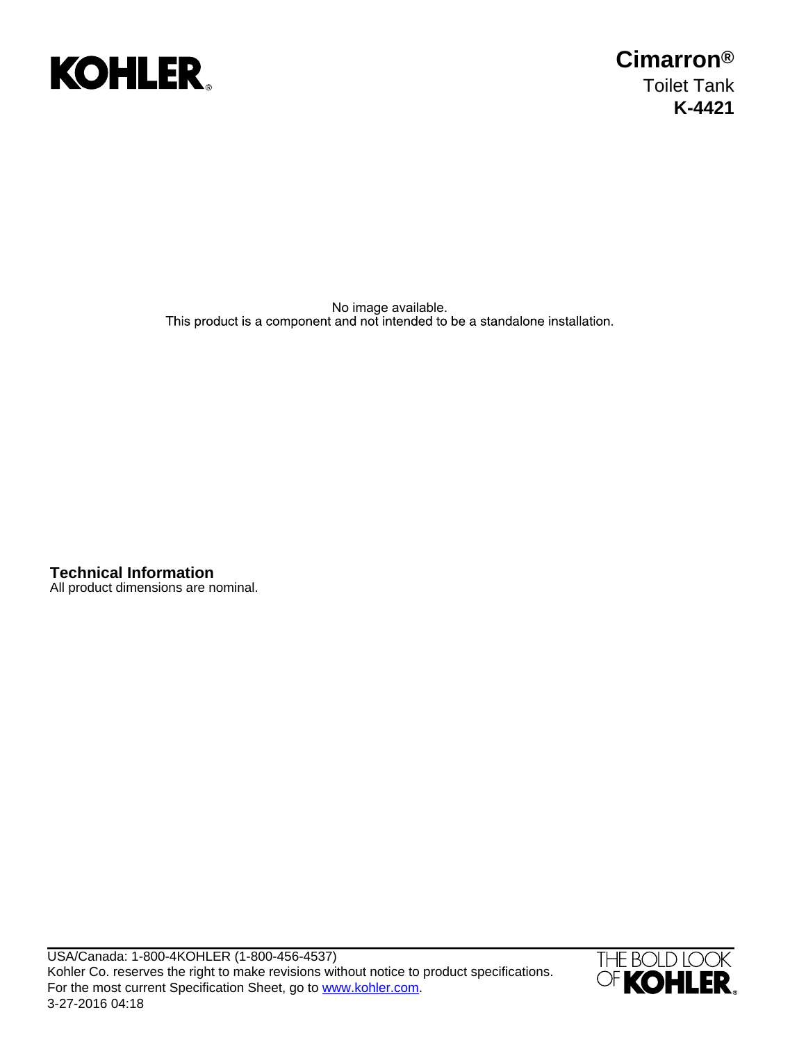KOHLER

# Cimarron®

Toilet Tank

**K-4421**

No image available.
This product is a component and not intended to be a standalone installation.

## Technical Information

All product dimensions are nominal.

USA/Canada: 1-800-4KOHLER (1-800-456-4537)
Kohler Co. reserves the right to make revisions without notice to product specifications.
For the most current Specification Sheet, go to www.kohler.com.
3-27-2016 04:18

THE BOLD LOOK OF KOHLER